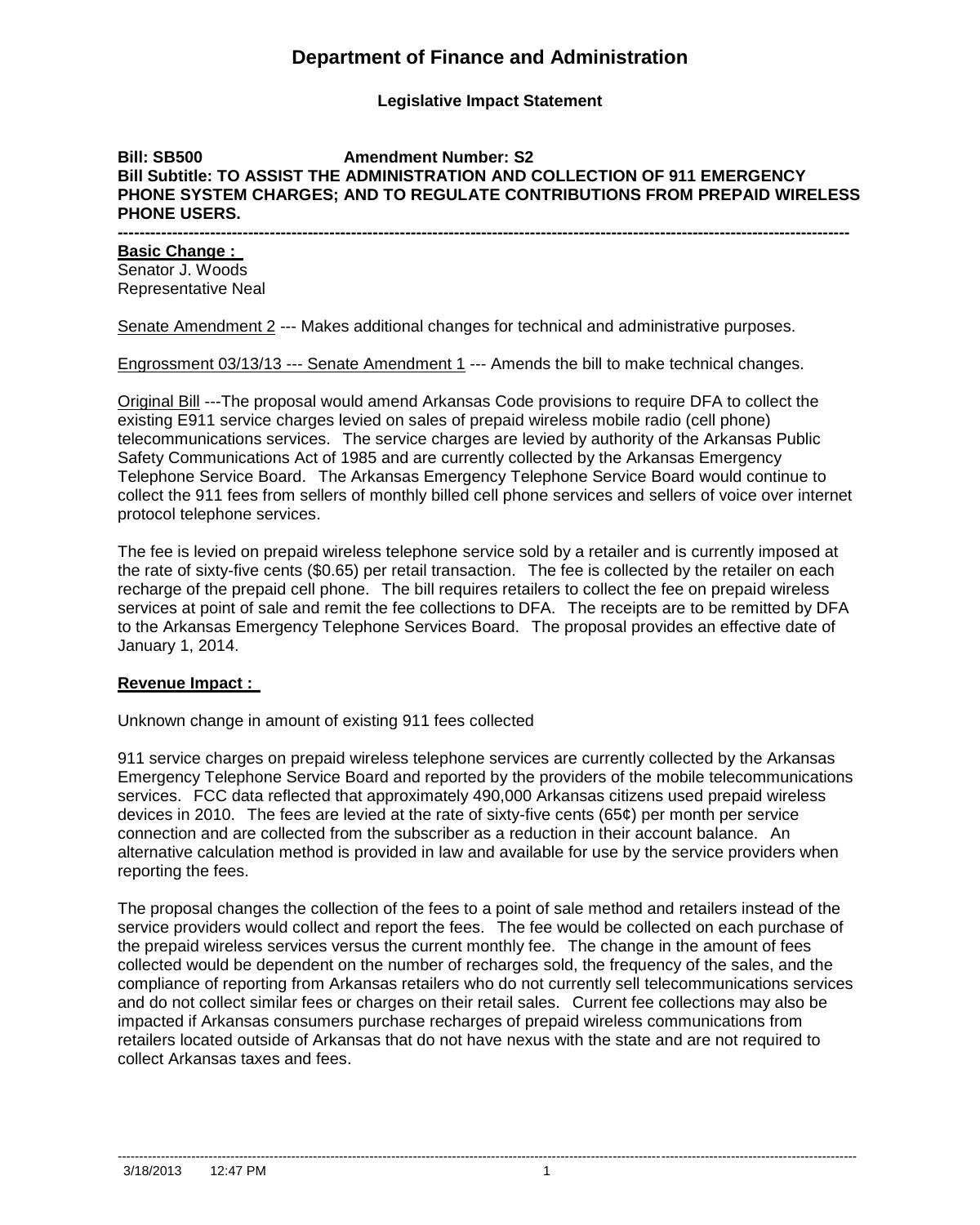# Department of Finance and Administration

**Legislative Impact Statement**

**Bill: SB500 Amendment Number: S2**
**Bill Subtitle: TO ASSIST THE ADMINISTRATION AND COLLECTION OF 911 EMERGENCY PHONE SYSTEM CHARGES; AND TO REGULATE CONTRIBUTIONS FROM PREPAID WIRELESS PHONE USERS.**

---

**Basic Change :**

Senator J. Woods
Representative Neal

Senate Amendment 2 --- Makes additional changes for technical and administrative purposes.

Engrossment 03/13/13 --- Senate Amendment 1 --- Amends the bill to make technical changes.

Original Bill ---The proposal would amend Arkansas Code provisions to require DFA to collect the existing E911 service charges levied on sales of prepaid wireless mobile radio (cell phone) telecommunications services. The service charges are levied by authority of the Arkansas Public Safety Communications Act of 1985 and are currently collected by the Arkansas Emergency Telephone Service Board. The Arkansas Emergency Telephone Service Board would continue to collect the 911 fees from sellers of monthly billed cell phone services and sellers of voice over internet protocol telephone services.

The fee is levied on prepaid wireless telephone service sold by a retailer and is currently imposed at the rate of sixty-five cents ($0.65) per retail transaction. The fee is collected by the retailer on each recharge of the prepaid cell phone. The bill requires retailers to collect the fee on prepaid wireless services at point of sale and remit the fee collections to DFA. The receipts are to be remitted by DFA to the Arkansas Emergency Telephone Services Board. The proposal provides an effective date of January 1, 2014.

**Revenue Impact :**

Unknown change in amount of existing 911 fees collected

911 service charges on prepaid wireless telephone services are currently collected by the Arkansas Emergency Telephone Service Board and reported by the providers of the mobile telecommunications services. FCC data reflected that approximately 490,000 Arkansas citizens used prepaid wireless devices in 2010. The fees are levied at the rate of sixty-five cents (65¢) per month per service connection and are collected from the subscriber as a reduction in their account balance. An alternative calculation method is provided in law and available for use by the service providers when reporting the fees.

The proposal changes the collection of the fees to a point of sale method and retailers instead of the service providers would collect and report the fees. The fee would be collected on each purchase of the prepaid wireless services versus the current monthly fee. The change in the amount of fees collected would be dependent on the number of recharges sold, the frequency of the sales, and the compliance of reporting from Arkansas retailers who do not currently sell telecommunications services and do not collect similar fees or charges on their retail sales. Current fee collections may also be impacted if Arkansas consumers purchase recharges of prepaid wireless communications from retailers located outside of Arkansas that do not have nexus with the state and are not required to collect Arkansas taxes and fees.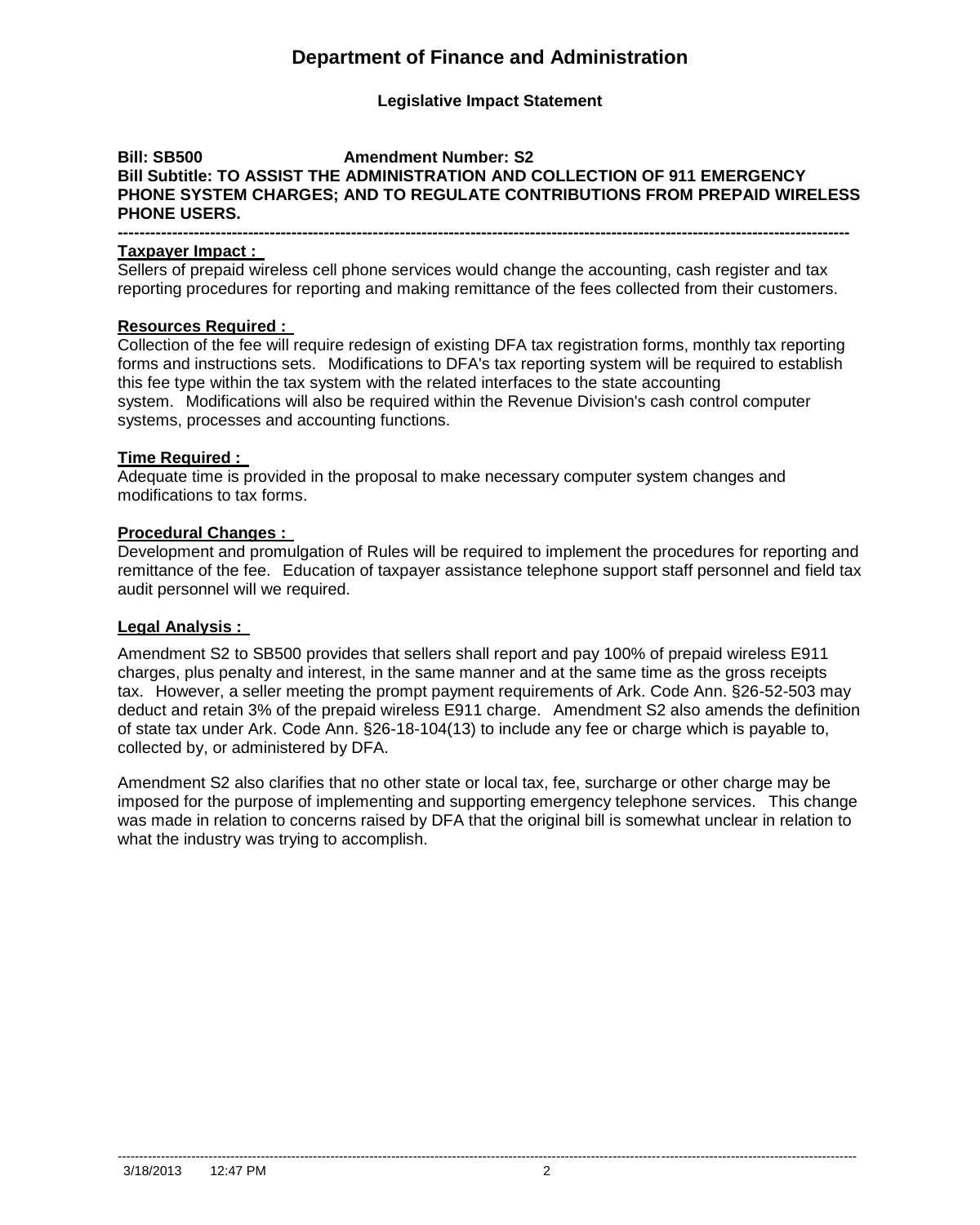# Department of Finance and Administration

**Legislative Impact Statement**

**Bill: SB500 Amendment Number: S2**

**Bill Subtitle: TO ASSIST THE ADMINISTRATION AND COLLECTION OF 911 EMERGENCY PHONE SYSTEM CHARGES; AND TO REGULATE CONTRIBUTIONS FROM PREPAID WIRELESS PHONE USERS.**

---

**Taxpayer Impact :**

Sellers of prepaid wireless cell phone services would change the accounting, cash register and tax reporting procedures for reporting and making remittance of the fees collected from their customers.

**Resources Required :**

Collection of the fee will require redesign of existing DFA tax registration forms, monthly tax reporting forms and instructions sets. Modifications to DFA's tax reporting system will be required to establish this fee type within the tax system with the related interfaces to the state accounting system. Modifications will also be required within the Revenue Division's cash control computer systems, processes and accounting functions.

**Time Required :**

Adequate time is provided in the proposal to make necessary computer system changes and modifications to tax forms.

**Procedural Changes :**

Development and promulgation of Rules will be required to implement the procedures for reporting and remittance of the fee. Education of taxpayer assistance telephone support staff personnel and field tax audit personnel will we required.

**Legal Analysis :**

Amendment S2 to SB500 provides that sellers shall report and pay 100% of prepaid wireless E911 charges, plus penalty and interest, in the same manner and at the same time as the gross receipts tax. However, a seller meeting the prompt payment requirements of Ark. Code Ann. §26-52-503 may deduct and retain 3% of the prepaid wireless E911 charge. Amendment S2 also amends the definition of state tax under Ark. Code Ann. §26-18-104(13) to include any fee or charge which is payable to, collected by, or administered by DFA.

Amendment S2 also clarifies that no other state or local tax, fee, surcharge or other charge may be imposed for the purpose of implementing and supporting emergency telephone services. This change was made in relation to concerns raised by DFA that the original bill is somewhat unclear in relation to what the industry was trying to accomplish.